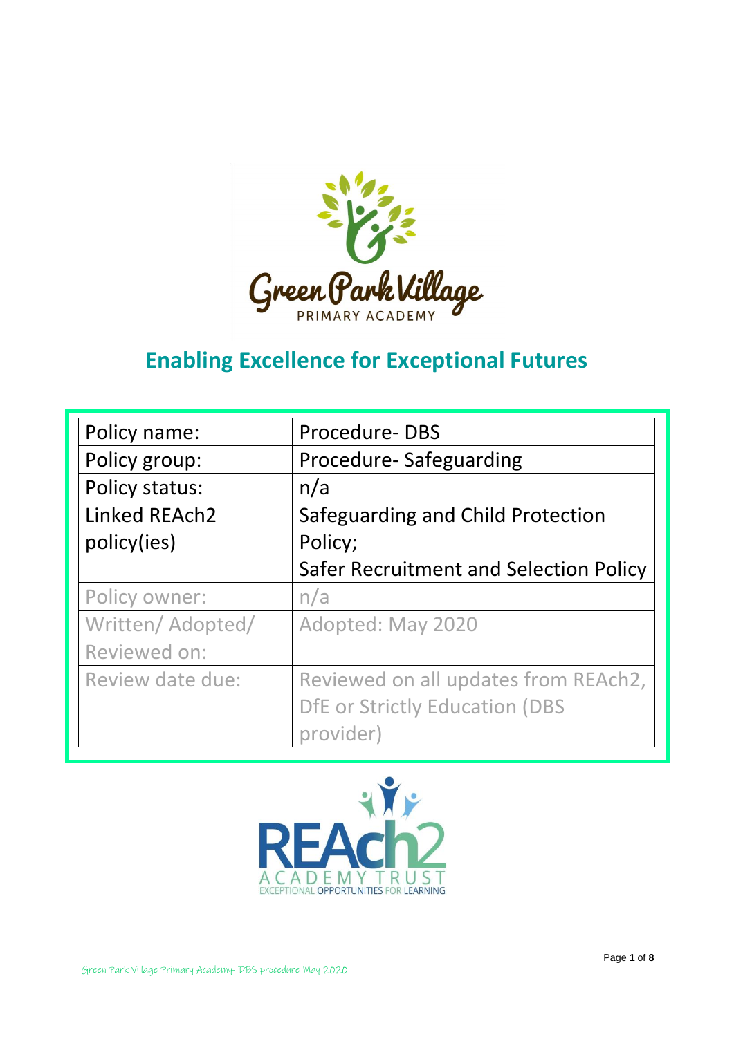Green Park Village
PRIMARY ACADEMY

# Enabling Excellence for Exceptional Futures

| Policy name: | Procedure- DBS |
|---|---|
| Policy group: | Procedure- Safeguarding |
| Policy status: | n/a |
| Linked REAch2 policy(ies) | Safeguarding and Child Protection Policy; Safer Recruitment and Selection Policy |
| Policy owner: | n/a |
| Written/ Adopted/ Reviewed on: | Adopted: May 2020 |
| Review date due: | Reviewed on all updates from REAch2, DfE or Strictly Education (DBS provider) |

REAch2
ACADEMY TRUST
EXCEPTIONAL OPPORTUNITIES FOR LEARNING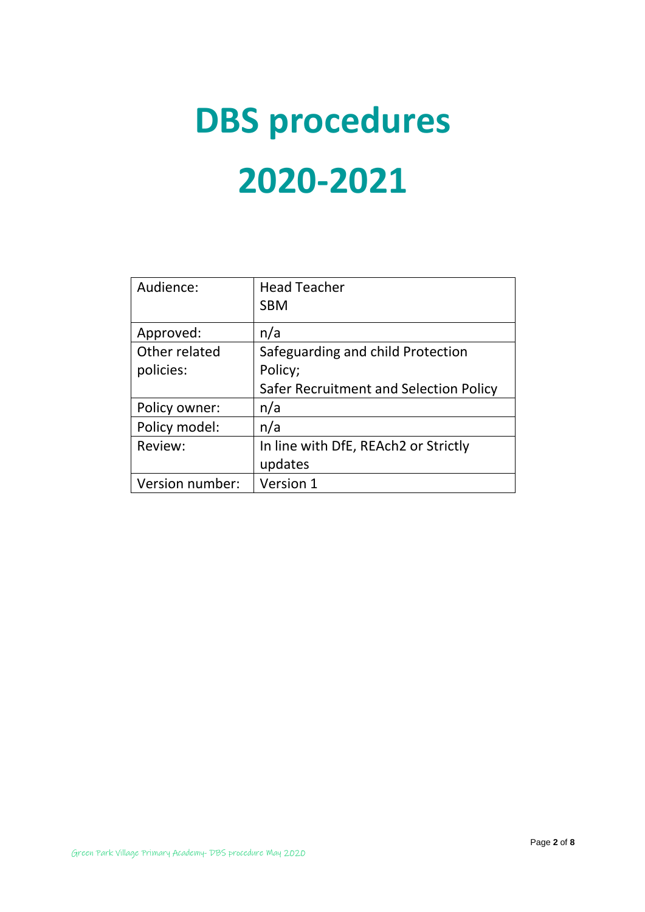# DBS procedures

# 2020-2021

| Audience: | Head Teacher<br>SBM |
|---|---|
| Approved: | n/a |
| Other related policies: | Safeguarding and child Protection Policy;<br>Safer Recruitment and Selection Policy |
| Policy owner: | n/a |
| Policy model: | n/a |
| Review: | In line with DfE, REAch2 or Strictly updates |
| Version number: | Version 1 |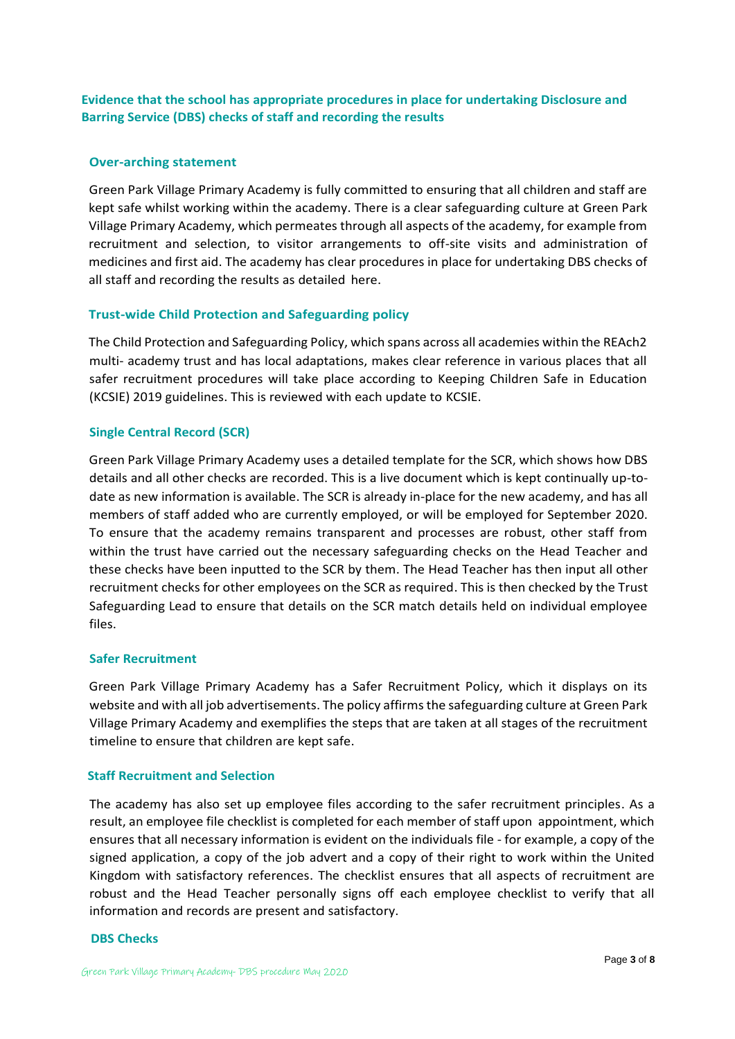**Evidence that the school has appropriate procedures in place for undertaking Disclosure and Barring Service (DBS) checks of staff and recording the results**

## Over-arching statement

Green Park Village Primary Academy is fully committed to ensuring that all children and staff are kept safe whilst working within the academy. There is a clear safeguarding culture at Green Park Village Primary Academy, which permeates through all aspects of the academy, for example from recruitment and selection, to visitor arrangements to off-site visits and administration of medicines and first aid. The academy has clear procedures in place for undertaking DBS checks of all staff and recording the results as detailed here.

## Trust-wide Child Protection and Safeguarding policy

The Child Protection and Safeguarding Policy, which spans across all academies within the REAch2 multi- academy trust and has local adaptations, makes clear reference in various places that all safer recruitment procedures will take place according to Keeping Children Safe in Education (KCSIE) 2019 guidelines. This is reviewed with each update to KCSIE.

## Single Central Record (SCR)

Green Park Village Primary Academy uses a detailed template for the SCR, which shows how DBS details and all other checks are recorded. This is a live document which is kept continually up-to-date as new information is available. The SCR is already in-place for the new academy, and has all members of staff added who are currently employed, or will be employed for September 2020. To ensure that the academy remains transparent and processes are robust, other staff from within the trust have carried out the necessary safeguarding checks on the Head Teacher and these checks have been inputted to the SCR by them. The Head Teacher has then input all other recruitment checks for other employees on the SCR as required. This is then checked by the Trust Safeguarding Lead to ensure that details on the SCR match details held on individual employee files.

## Safer Recruitment

Green Park Village Primary Academy has a Safer Recruitment Policy, which it displays on its website and with all job advertisements. The policy affirms the safeguarding culture at Green Park Village Primary Academy and exemplifies the steps that are taken at all stages of the recruitment timeline to ensure that children are kept safe.

## Staff Recruitment and Selection

The academy has also set up employee files according to the safer recruitment principles. As a result, an employee file checklist is completed for each member of staff upon appointment, which ensures that all necessary information is evident on the individuals file - for example, a copy of the signed application, a copy of the job advert and a copy of their right to work within the United Kingdom with satisfactory references. The checklist ensures that all aspects of recruitment are robust and the Head Teacher personally signs off each employee checklist to verify that all information and records are present and satisfactory.

## DBS Checks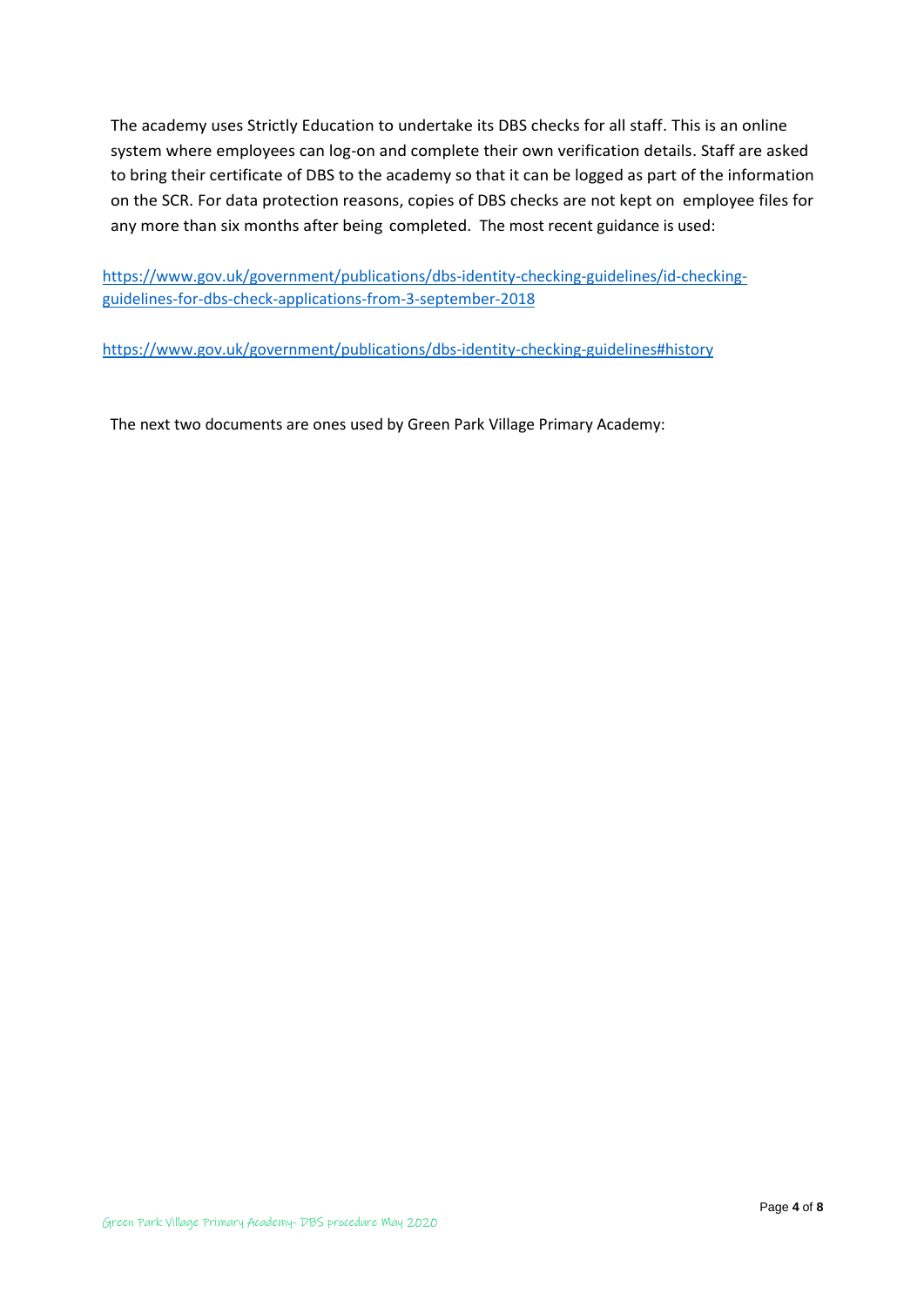The academy uses Strictly Education to undertake its DBS checks for all staff. This is an online system where employees can log-on and complete their own verification details. Staff are asked to bring their certificate of DBS to the academy so that it can be logged as part of the information on the SCR. For data protection reasons, copies of DBS checks are not kept on employee files for any more than six months after being completed. The most recent guidance is used:

https://www.gov.uk/government/publications/dbs-identity-checking-guidelines/id-checking-guidelines-for-dbs-check-applications-from-3-september-2018

https://www.gov.uk/government/publications/dbs-identity-checking-guidelines#history

The next two documents are ones used by Green Park Village Primary Academy: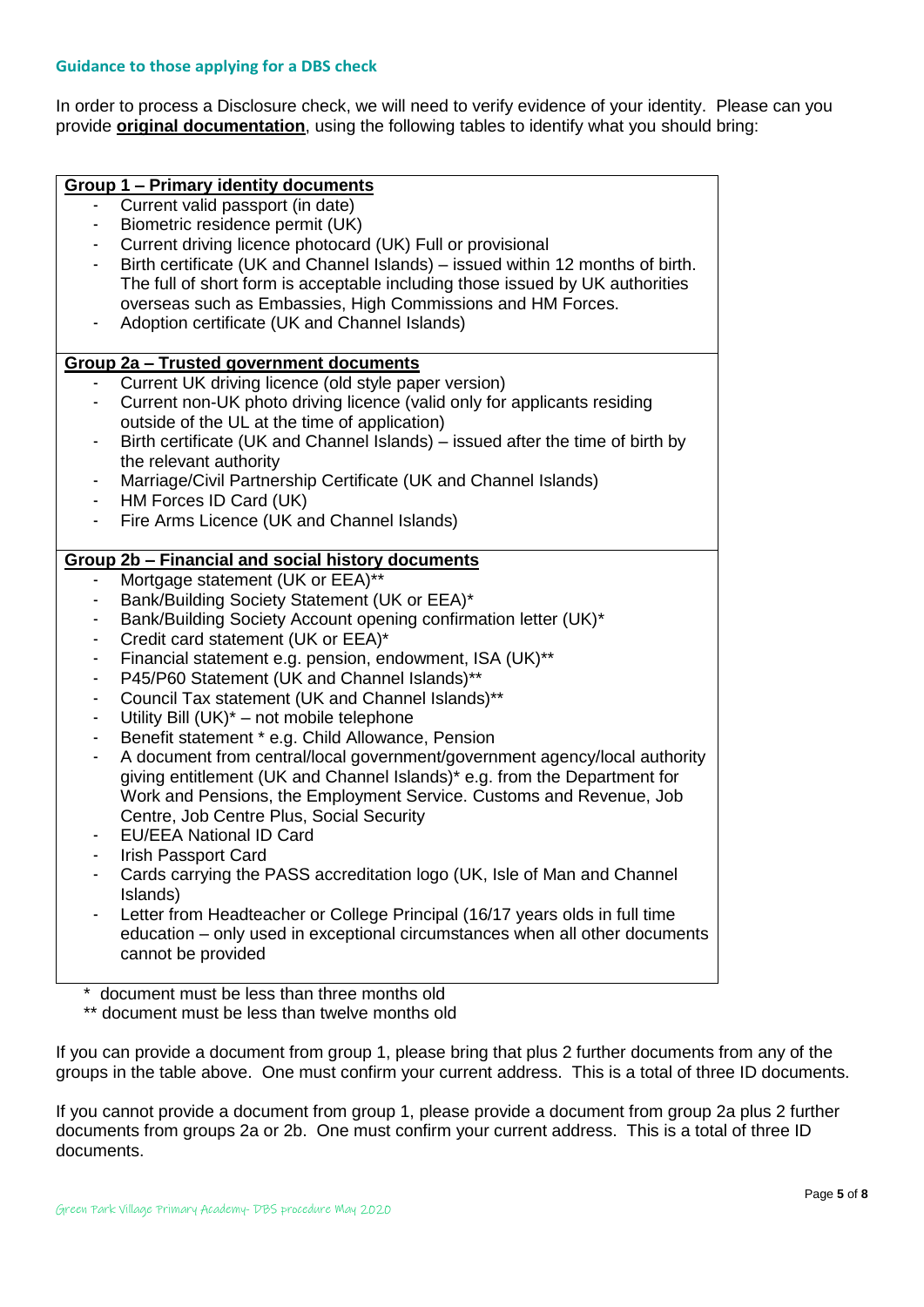**Guidance to those applying for a DBS check**

In order to process a Disclosure check, we will need to verify evidence of your identity. Please can you provide **original documentation**, using the following tables to identify what you should bring:

**Group 1 – Primary identity documents**

- Current valid passport (in date)
- Biometric residence permit (UK)
- Current driving licence photocard (UK) Full or provisional
- Birth certificate (UK and Channel Islands) – issued within 12 months of birth. The full of short form is acceptable including those issued by UK authorities overseas such as Embassies, High Commissions and HM Forces.
- Adoption certificate (UK and Channel Islands)

**Group 2a – Trusted government documents**

- Current UK driving licence (old style paper version)
- Current non-UK photo driving licence (valid only for applicants residing outside of the UL at the time of application)
- Birth certificate (UK and Channel Islands) – issued after the time of birth by the relevant authority
- Marriage/Civil Partnership Certificate (UK and Channel Islands)
- HM Forces ID Card (UK)
- Fire Arms Licence (UK and Channel Islands)

**Group 2b – Financial and social history documents**

- Mortgage statement (UK or EEA)**
- Bank/Building Society Statement (UK or EEA)*
- Bank/Building Society Account opening confirmation letter (UK)*
- Credit card statement (UK or EEA)*
- Financial statement e.g. pension, endowment, ISA (UK)**
- P45/P60 Statement (UK and Channel Islands)**
- Council Tax statement (UK and Channel Islands)**
- Utility Bill (UK)* – not mobile telephone
- Benefit statement * e.g. Child Allowance, Pension
- A document from central/local government/government agency/local authority giving entitlement (UK and Channel Islands)* e.g. from the Department for Work and Pensions, the Employment Service. Customs and Revenue, Job Centre, Job Centre Plus, Social Security
- EU/EEA National ID Card
- Irish Passport Card
- Cards carrying the PASS accreditation logo (UK, Isle of Man and Channel Islands)
- Letter from Headteacher or College Principal (16/17 years olds in full time education – only used in exceptional circumstances when all other documents cannot be provided

\* document must be less than three months old
\*\* document must be less than twelve months old

If you can provide a document from group 1, please bring that plus 2 further documents from any of the groups in the table above. One must confirm your current address. This is a total of three ID documents.

If you cannot provide a document from group 1, please provide a document from group 2a plus 2 further documents from groups 2a or 2b. One must confirm your current address. This is a total of three ID documents.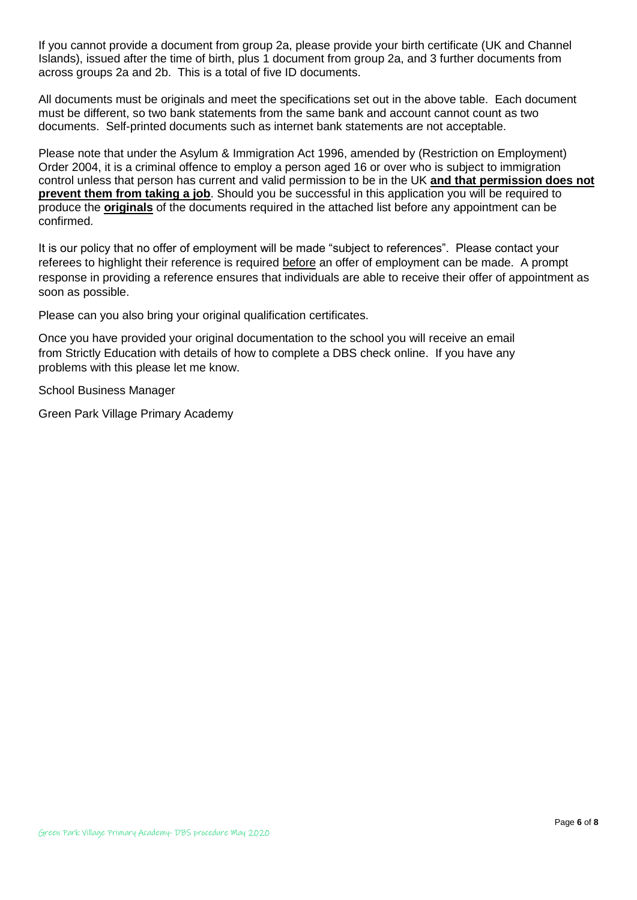If you cannot provide a document from group 2a, please provide your birth certificate (UK and Channel Islands), issued after the time of birth, plus 1 document from group 2a, and 3 further documents from across groups 2a and 2b. This is a total of five ID documents.

All documents must be originals and meet the specifications set out in the above table. Each document must be different, so two bank statements from the same bank and account cannot count as two documents. Self-printed documents such as internet bank statements are not acceptable.

Please note that under the Asylum & Immigration Act 1996, amended by (Restriction on Employment) Order 2004, it is a criminal offence to employ a person aged 16 or over who is subject to immigration control unless that person has current and valid permission to be in the UK **and that permission does not prevent them from taking a job**. Should you be successful in this application you will be required to produce the **originals** of the documents required in the attached list before any appointment can be confirmed.

It is our policy that no offer of employment will be made "subject to references". Please contact your referees to highlight their reference is required before an offer of employment can be made. A prompt response in providing a reference ensures that individuals are able to receive their offer of appointment as soon as possible.

Please can you also bring your original qualification certificates.

Once you have provided your original documentation to the school you will receive an email from Strictly Education with details of how to complete a DBS check online. If you have any problems with this please let me know.

School Business Manager

Green Park Village Primary Academy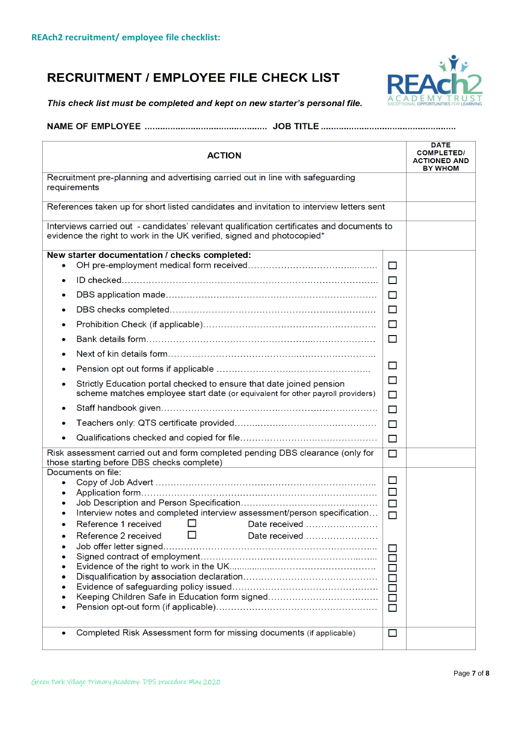REAch2 recruitment/ employee file checklist:

# RECRUITMENT / EMPLOYEE FILE CHECK LIST

REAch2 ACADEMY TRUST EXCEPTIONAL OPPORTUNITIES FOR LEARNING

***This check list must be completed and kept on new starter's personal file.***

**NAME OF EMPLOYEE** ............................................... **JOB TITLE** ....................................................

| ACTION | | DATE COMPLETED/ ACTIONED AND BY WHOM |
|---|---|---|
| Recruitment pre-planning and advertising carried out in line with safeguarding requirements | | |
| References taken up for short listed candidates and invitation to interview letters sent | | |
| Interviews carried out - candidates' relevant qualification certificates and documents to evidence the right to work in the UK verified, signed and photocopied* | | |
| **New starter documentation / checks completed:**<br>• OH pre-employment medical form received.........................................<br>• ID checked.........................................................................<br>• DBS application made...............................................................<br>• DBS checks completed...............................................................<br>• Prohibition Check (if applicable)....................................................<br>• Bank details form...................................................................<br>• Next of kin details form.............................................................<br>• Pension opt out forms if applicable ...................................................<br>• Strictly Education portal checked to ensure that date joined pension scheme matches employee start date (or equivalent for other payroll providers)<br>• Staff handbook given.................................................................<br>• Teachers only: QTS certificate provided..............................................<br>• Qualifications checked and copied for file........................................... | ☐<br>☐<br>☐<br>☐<br>☐<br>☐<br><br>☐<br>☐<br>☐<br>☐<br>☐<br>☐ | |
| Risk assessment carried out and form completed pending DBS clearance (only for those starting before DBS checks complete) | ☐ | |
| Documents on file:<br>• Copy of Job Advert ......................................................................<br>• Application form.........................................................................<br>• Job Description and Person Specification................................................<br>• Interview notes and completed interview assessment/person specification...<br>• Reference 1 received ☐ Date received .......................<br>• Reference 2 received ☐ Date received .......................<br>• Job offer letter signed....................................................................<br>• Signed contract of employment.............................................................<br>• Evidence of the right to work in the UK...................................................<br>• Disqualification by association declaration...............................................<br>• Evidence of safeguarding policy issued....................................................<br>• Keeping Children Safe in Education form signed............................................<br>• Pension opt-out form (if applicable)....................................................... | ☐<br>☐<br>☐<br>☐<br><br><br>☐<br>☐<br>☐<br>☐<br>☐<br>☐<br>☐ | |
| • Completed Risk Assessment form for missing documents (if applicable) | ☐ | |

Green Park Village Primary Academy- DBS procedure May 2020